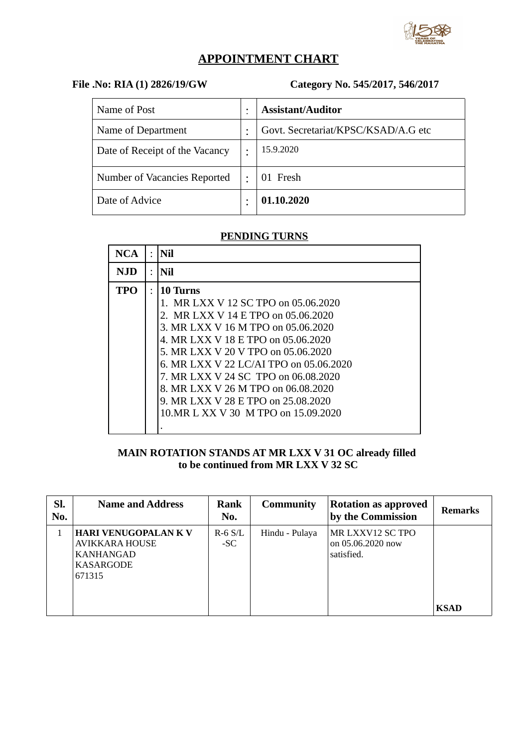## APPOINTMENT CHART

**File .No: RIA (1) 2826/19/GW** **Category No. 545/2017, 546/2017**

| | | |
|---|---|---|
| Name of Post | : | **Assistant/Auditor** |
| Name of Department | : | Govt. Secretariat/KPSC/KSAD/A.G etc |
| Date of Receipt of the Vacancy | : | 15.9.2020 |
| Number of Vacancies Reported | : | 01 Fresh |
| Date of Advice | : | **01.10.2020** |

### PENDING TURNS

| | | |
|---|---|---|
| **NCA** | : | **Nil** |
| **NJD** | : | **Nil** |
| **TPO** | : | **10 Turns**<br>1. MR LXX V 12 SC TPO on 05.06.2020<br>2. MR LXX V 14 E TPO on 05.06.2020<br>3. MR LXX V 16 M TPO on 05.06.2020<br>4. MR LXX V 18 E TPO on 05.06.2020<br>5. MR LXX V 20 V TPO on 05.06.2020<br>6. MR LXX V 22 LC/AI TPO on 05.06.2020<br>7. MR LXX V 24 SC TPO on 06.08.2020<br>8. MR LXX V 26 M TPO on 06.08.2020<br>9. MR LXX V 28 E TPO on 25.08.2020<br>10.MR L XX V 30 M TPO on 15.09.2020<br>. |

**MAIN ROTATION STANDS AT MR LXX V 31 OC already filled to be continued from MR LXX V 32 SC**

| Sl. No. | Name and Address | Rank No. | Community | Rotation as approved by the Commission | Remarks |
|---|---|---|---|---|---|
| 1 | **HARI VENUGOPALAN K V**<br>AVIKKARA HOUSE<br>KANHANGAD<br>KASARGODE<br>671315 | R-6 S/L -SC | Hindu - Pulaya | MR LXXV12 SC TPO on 05.06.2020 now satisfied. | **KSAD** |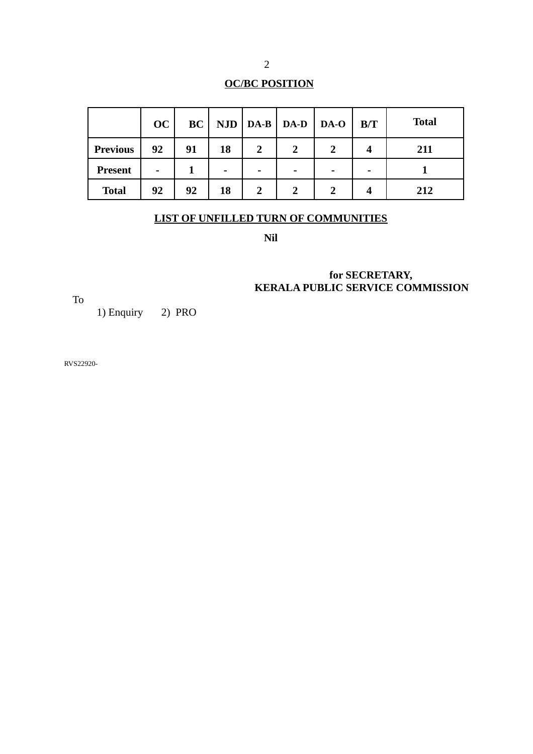## OC/BC POSITION

| | OC | BC | NJD | DA-B | DA-D | DA-O | B/T | Total |
|---|---|---|---|---|---|---|---|---|
| **Previous** | **92** | **91** | **18** | **2** | **2** | **2** | **4** | **211** |
| **Present** | **-** | **1** | **-** | **-** | **-** | **-** | **-** | **1** |
| **Total** | **92** | **92** | **18** | **2** | **2** | **2** | **4** | **212** |

## LIST OF UNFILLED TURN OF COMMUNITIES

**Nil**

**for SECRETARY,**
**KERALA PUBLIC SERVICE COMMISSION**

To

1) Enquiry 2) PRO

RVS22920-